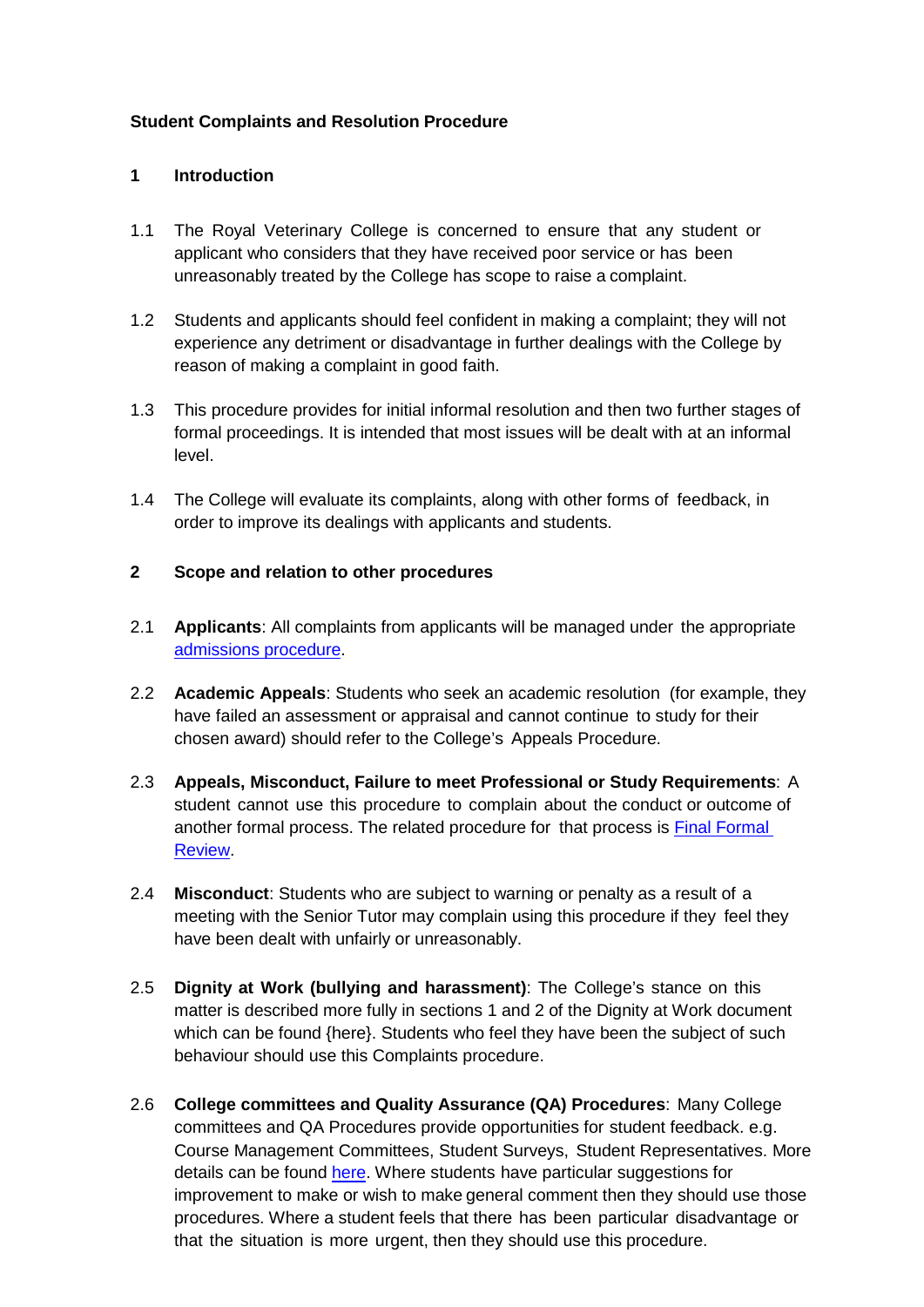**Student Complaints and Resolution Procedure**

**1 Introduction**

1.1 The Royal Veterinary College is concerned to ensure that any student or applicant who considers that they have received poor service or has been unreasonably treated by the College has scope to raise a complaint.

1.2 Students and applicants should feel confident in making a complaint; they will not experience any detriment or disadvantage in further dealings with the College by reason of making a complaint in good faith.

1.3 This procedure provides for initial informal resolution and then two further stages of formal proceedings. It is intended that most issues will be dealt with at an informal level.

1.4 The College will evaluate its complaints, along with other forms of feedback, in order to improve its dealings with applicants and students.

**2 Scope and relation to other procedures**

2.1 **Applicants**: All complaints from applicants will be managed under the appropriate admissions procedure.

2.2 **Academic Appeals**: Students who seek an academic resolution (for example, they have failed an assessment or appraisal and cannot continue to study for their chosen award) should refer to the College's Appeals Procedure.

2.3 **Appeals, Misconduct, Failure to meet Professional or Study Requirements**: A student cannot use this procedure to complain about the conduct or outcome of another formal process. The related procedure for that process is Final Formal Review.

2.4 **Misconduct**: Students who are subject to warning or penalty as a result of a meeting with the Senior Tutor may complain using this procedure if they feel they have been dealt with unfairly or unreasonably.

2.5 **Dignity at Work (bullying and harassment)**: The College's stance on this matter is described more fully in sections 1 and 2 of the Dignity at Work document which can be found {here}. Students who feel they have been the subject of such behaviour should use this Complaints procedure.

2.6 **College committees and Quality Assurance (QA) Procedures**: Many College committees and QA Procedures provide opportunities for student feedback. e.g. Course Management Committees, Student Surveys, Student Representatives. More details can be found here. Where students have particular suggestions for improvement to make or wish to make general comment then they should use those procedures. Where a student feels that there has been particular disadvantage or that the situation is more urgent, then they should use this procedure.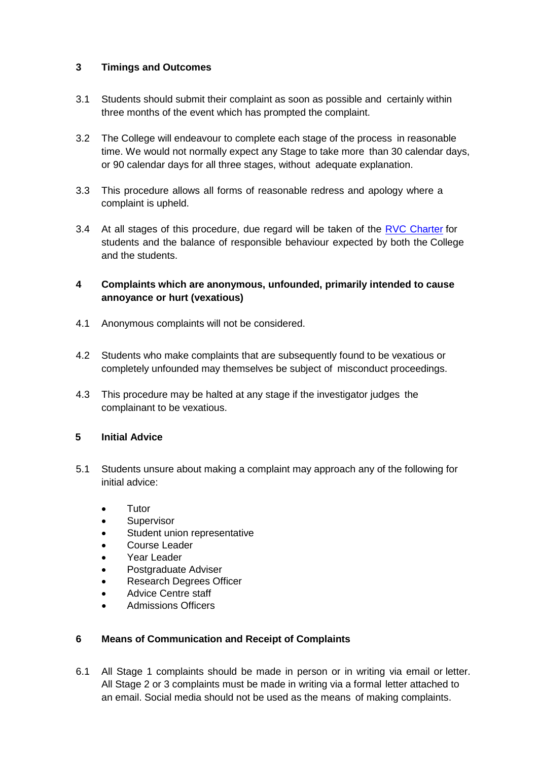## 3 Timings and Outcomes

3.1 Students should submit their complaint as soon as possible and certainly within three months of the event which has prompted the complaint.

3.2 The College will endeavour to complete each stage of the process in reasonable time. We would not normally expect any Stage to take more than 30 calendar days, or 90 calendar days for all three stages, without adequate explanation.

3.3 This procedure allows all forms of reasonable redress and apology where a complaint is upheld.

3.4 At all stages of this procedure, due regard will be taken of the [RVC Charter] for students and the balance of responsible behaviour expected by both the College and the students.

## 4 Complaints which are anonymous, unfounded, primarily intended to cause annoyance or hurt (vexatious)

4.1 Anonymous complaints will not be considered.

4.2 Students who make complaints that are subsequently found to be vexatious or completely unfounded may themselves be subject of misconduct proceedings.

4.3 This procedure may be halted at any stage if the investigator judges the complainant to be vexatious.

## 5 Initial Advice

5.1 Students unsure about making a complaint may approach any of the following for initial advice:

- Tutor
- Supervisor
- Student union representative
- Course Leader
- Year Leader
- Postgraduate Adviser
- Research Degrees Officer
- Advice Centre staff
- Admissions Officers

## 6 Means of Communication and Receipt of Complaints

6.1 All Stage 1 complaints should be made in person or in writing via email or letter. All Stage 2 or 3 complaints must be made in writing via a formal letter attached to an email. Social media should not be used as the means of making complaints.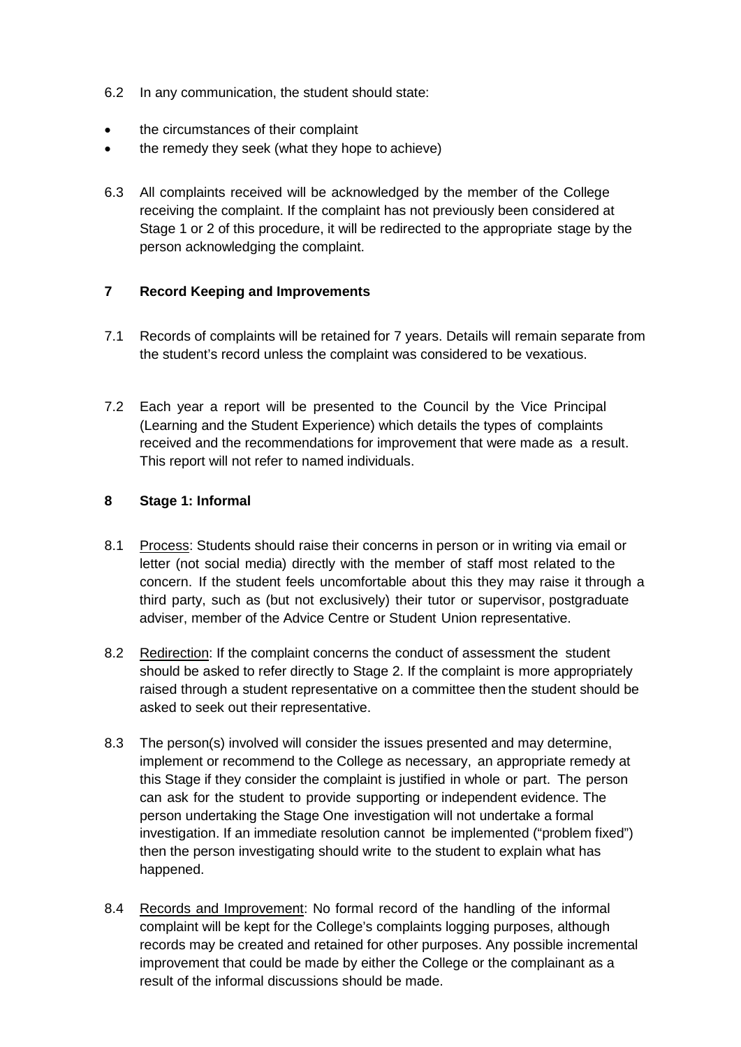6.2 In any communication, the student should state:

- the circumstances of their complaint
- the remedy they seek (what they hope to achieve)

6.3 All complaints received will be acknowledged by the member of the College receiving the complaint. If the complaint has not previously been considered at Stage 1 or 2 of this procedure, it will be redirected to the appropriate stage by the person acknowledging the complaint.

## 7 Record Keeping and Improvements

7.1 Records of complaints will be retained for 7 years. Details will remain separate from the student's record unless the complaint was considered to be vexatious.

7.2 Each year a report will be presented to the Council by the Vice Principal (Learning and the Student Experience) which details the types of complaints received and the recommendations for improvement that were made as a result. This report will not refer to named individuals.

## 8 Stage 1: Informal

8.1 Process: Students should raise their concerns in person or in writing via email or letter (not social media) directly with the member of staff most related to the concern. If the student feels uncomfortable about this they may raise it through a third party, such as (but not exclusively) their tutor or supervisor, postgraduate adviser, member of the Advice Centre or Student Union representative.

8.2 Redirection: If the complaint concerns the conduct of assessment the student should be asked to refer directly to Stage 2. If the complaint is more appropriately raised through a student representative on a committee then the student should be asked to seek out their representative.

8.3 The person(s) involved will consider the issues presented and may determine, implement or recommend to the College as necessary, an appropriate remedy at this Stage if they consider the complaint is justified in whole or part. The person can ask for the student to provide supporting or independent evidence. The person undertaking the Stage One investigation will not undertake a formal investigation. If an immediate resolution cannot be implemented ("problem fixed") then the person investigating should write to the student to explain what has happened.

8.4 Records and Improvement: No formal record of the handling of the informal complaint will be kept for the College's complaints logging purposes, although records may be created and retained for other purposes. Any possible incremental improvement that could be made by either the College or the complainant as a result of the informal discussions should be made.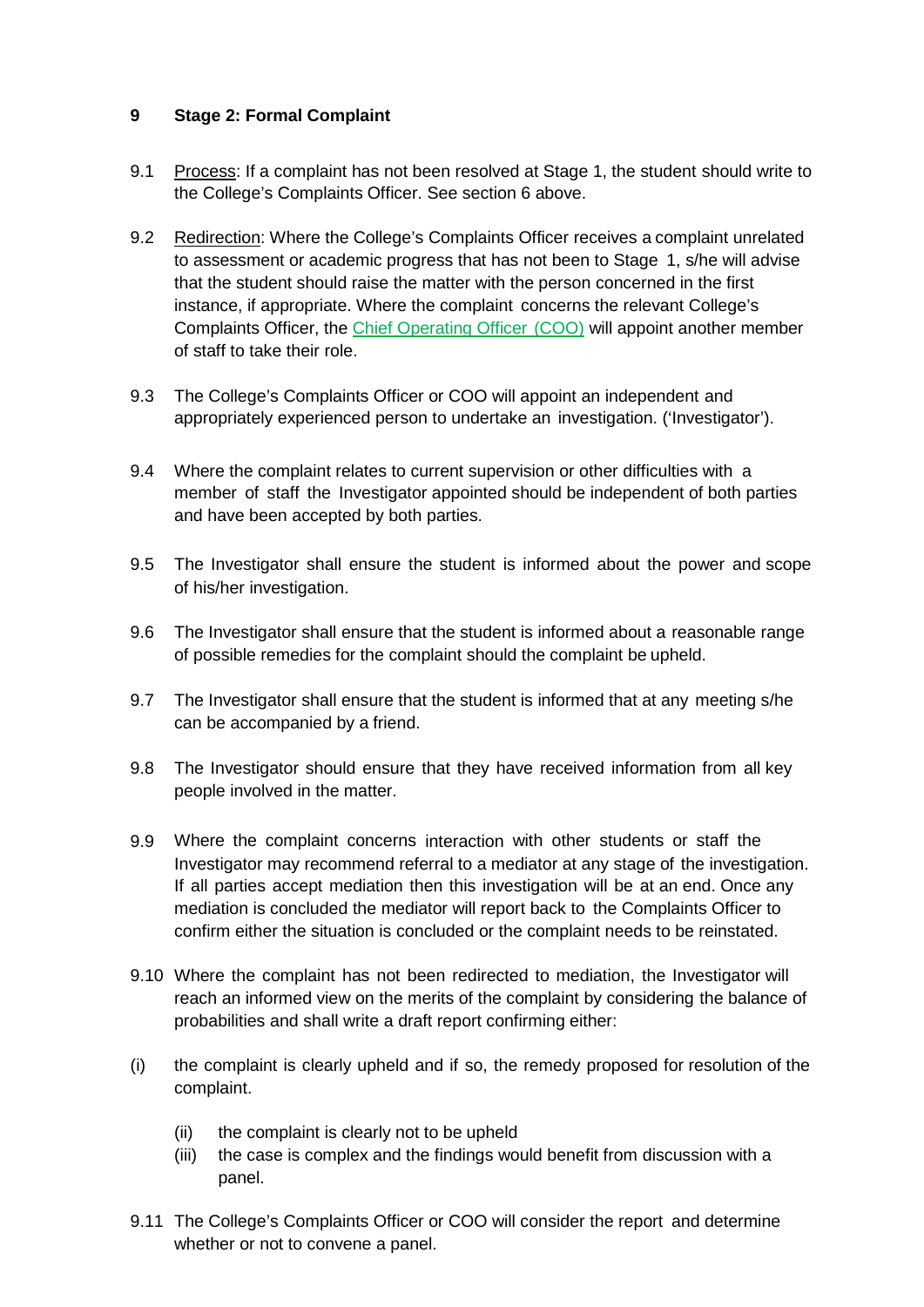## 9 Stage 2: Formal Complaint

9.1 Process: If a complaint has not been resolved at Stage 1, the student should write to the College's Complaints Officer. See section 6 above.

9.2 Redirection: Where the College's Complaints Officer receives a complaint unrelated to assessment or academic progress that has not been to Stage 1, s/he will advise that the student should raise the matter with the person concerned in the first instance, if appropriate. Where the complaint concerns the relevant College's Complaints Officer, the Chief Operating Officer (COO) will appoint another member of staff to take their role.

9.3 The College's Complaints Officer or COO will appoint an independent and appropriately experienced person to undertake an investigation. ('Investigator').

9.4 Where the complaint relates to current supervision or other difficulties with a member of staff the Investigator appointed should be independent of both parties and have been accepted by both parties.

9.5 The Investigator shall ensure the student is informed about the power and scope of his/her investigation.

9.6 The Investigator shall ensure that the student is informed about a reasonable range of possible remedies for the complaint should the complaint be upheld.

9.7 The Investigator shall ensure that the student is informed that at any meeting s/he can be accompanied by a friend.

9.8 The Investigator should ensure that they have received information from all key people involved in the matter.

9.9 Where the complaint concerns interaction with other students or staff the Investigator may recommend referral to a mediator at any stage of the investigation. If all parties accept mediation then this investigation will be at an end. Once any mediation is concluded the mediator will report back to the Complaints Officer to confirm either the situation is concluded or the complaint needs to be reinstated.

9.10 Where the complaint has not been redirected to mediation, the Investigator will reach an informed view on the merits of the complaint by considering the balance of probabilities and shall write a draft report confirming either:

(i) the complaint is clearly upheld and if so, the remedy proposed for resolution of the complaint.

(ii) the complaint is clearly not to be upheld

(iii) the case is complex and the findings would benefit from discussion with a panel.

9.11 The College's Complaints Officer or COO will consider the report and determine whether or not to convene a panel.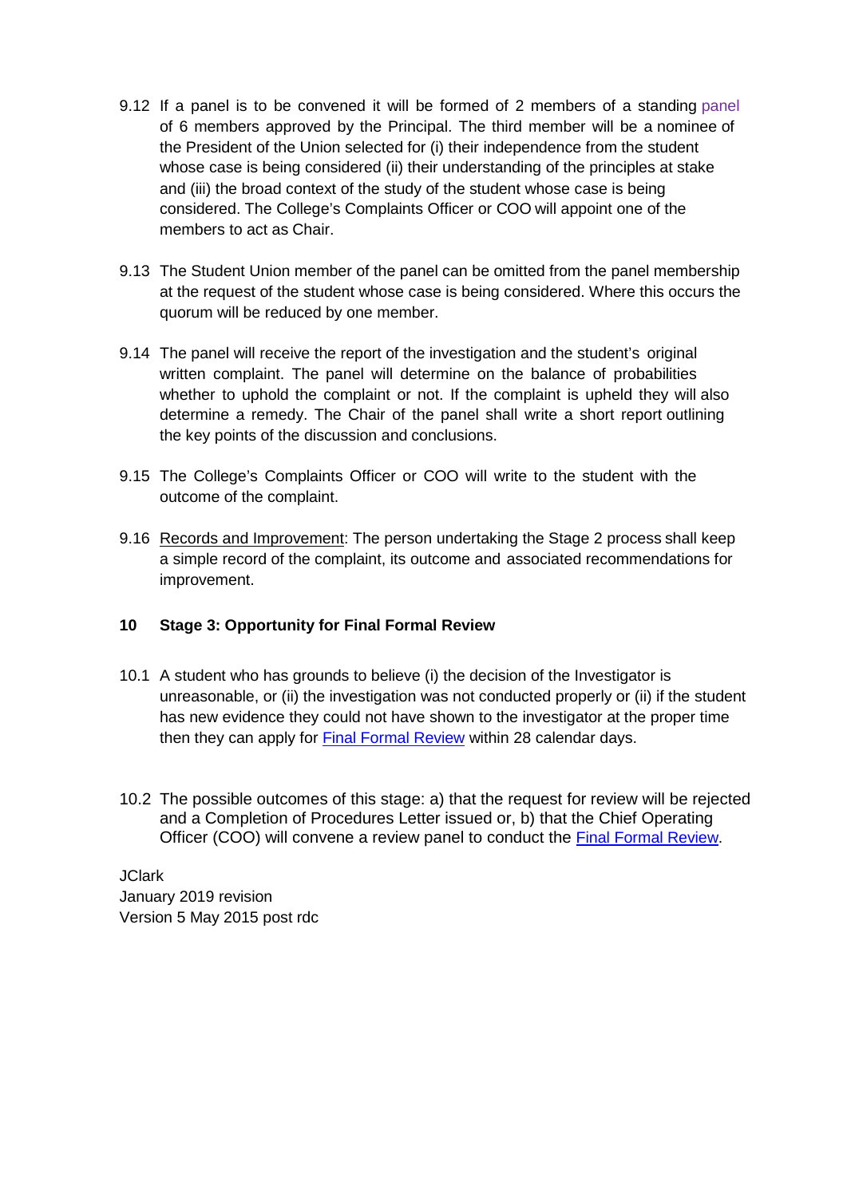9.12 If a panel is to be convened it will be formed of 2 members of a standing panel of 6 members approved by the Principal. The third member will be a nominee of the President of the Union selected for (i) their independence from the student whose case is being considered (ii) their understanding of the principles at stake and (iii) the broad context of the study of the student whose case is being considered. The College's Complaints Officer or COO will appoint one of the members to act as Chair.

9.13 The Student Union member of the panel can be omitted from the panel membership at the request of the student whose case is being considered. Where this occurs the quorum will be reduced by one member.

9.14 The panel will receive the report of the investigation and the student's original written complaint. The panel will determine on the balance of probabilities whether to uphold the complaint or not. If the complaint is upheld they will also determine a remedy. The Chair of the panel shall write a short report outlining the key points of the discussion and conclusions.

9.15 The College's Complaints Officer or COO will write to the student with the outcome of the complaint.

9.16 Records and Improvement: The person undertaking the Stage 2 process shall keep a simple record of the complaint, its outcome and associated recommendations for improvement.

## 10 Stage 3: Opportunity for Final Formal Review

10.1 A student who has grounds to believe (i) the decision of the Investigator is unreasonable, or (ii) the investigation was not conducted properly or (ii) if the student has new evidence they could not have shown to the investigator at the proper time then they can apply for Final Formal Review within 28 calendar days.

10.2 The possible outcomes of this stage: a) that the request for review will be rejected and a Completion of Procedures Letter issued or, b) that the Chief Operating Officer (COO) will convene a review panel to conduct the Final Formal Review.

JClark
January 2019 revision
Version 5 May 2015 post rdc